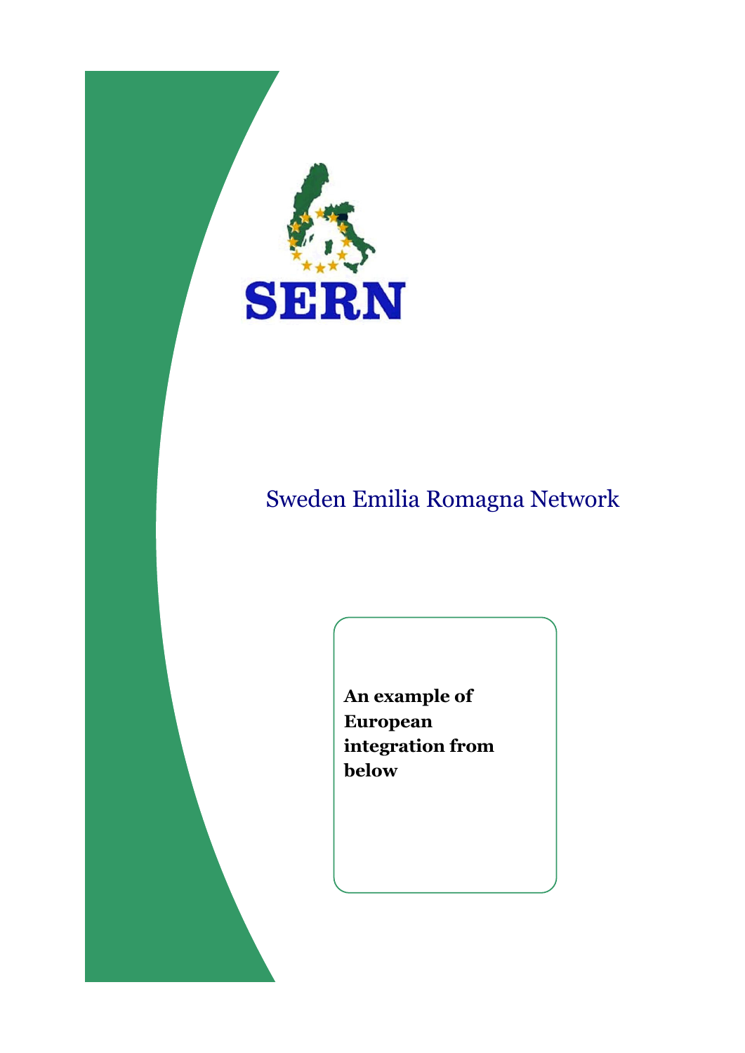SERN

# Sweden Emilia Romagna Network

**An example of European integration from below**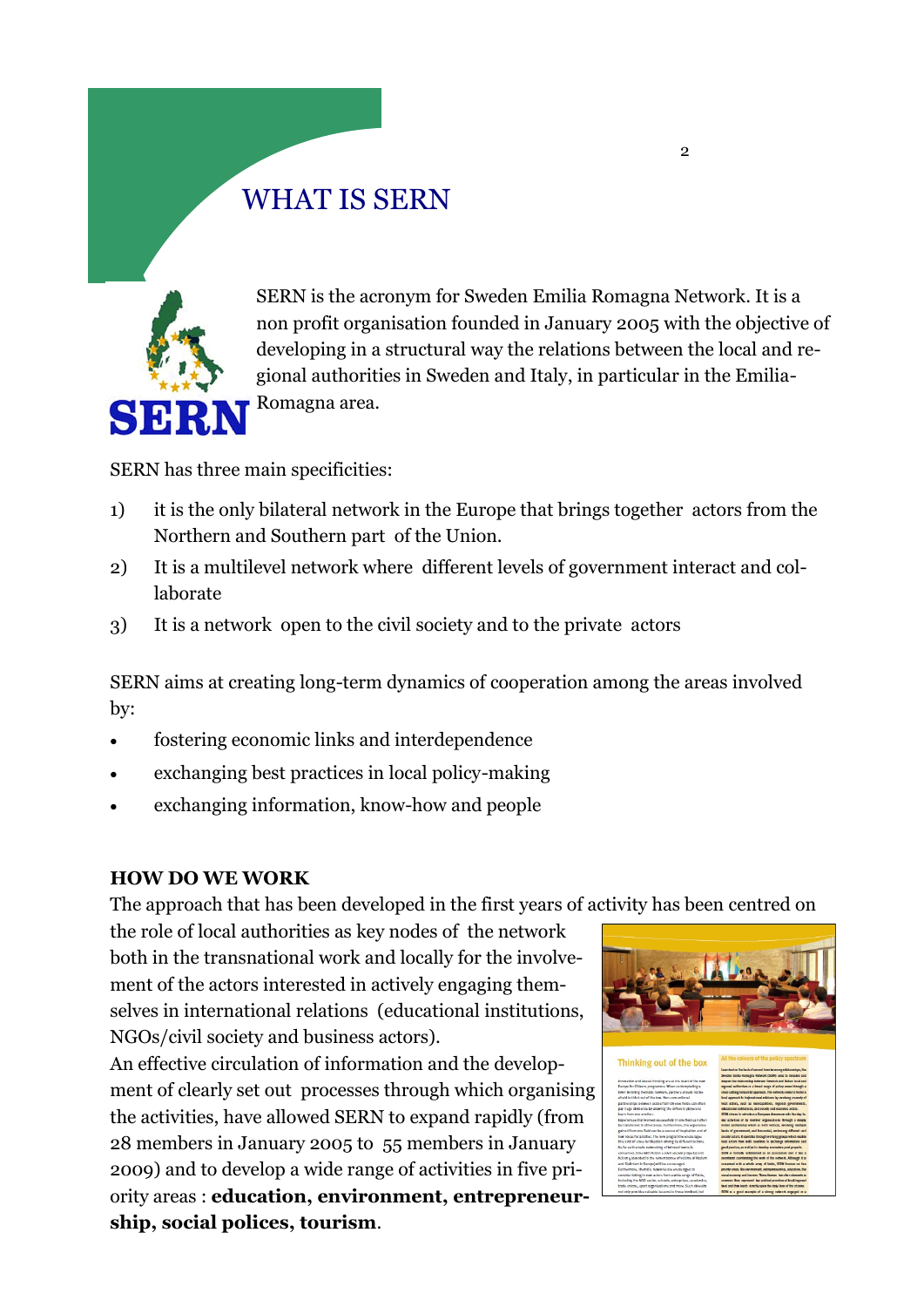# WHAT IS SERN

SERN is the acronym for Sweden Emilia Romagna Network. It is a non profit organisation founded in January 2005 with the objective of developing in a structural way the relations between the local and regional authorities in Sweden and Italy, in particular in the Emilia-Romagna area.

SERN has three main specificities:

1) it is the only bilateral network in the Europe that brings together actors from the Northern and Southern part of the Union.
2) It is a multilevel network where different levels of government interact and collaborate
3) It is a network open to the civil society and to the private actors

SERN aims at creating long-term dynamics of cooperation among the areas involved by:

- fostering economic links and interdependence
- exchanging best practices in local policy-making
- exchanging information, know-how and people

**HOW DO WE WORK**

The approach that has been developed in the first years of activity has been centred on the role of local authorities as key nodes of the network both in the transnational work and locally for the involvement of the actors interested in actively engaging themselves in international relations (educational institutions, NGOs/civil society and business actors).

An effective circulation of information and the development of clearly set out processes through which organising the activities, have allowed SERN to expand rapidly (from 28 members in January 2005 to 55 members in January 2009) and to develop a wide range of activities in five priority areas : **education, environment, entrepreneurship, social polices, tourism**.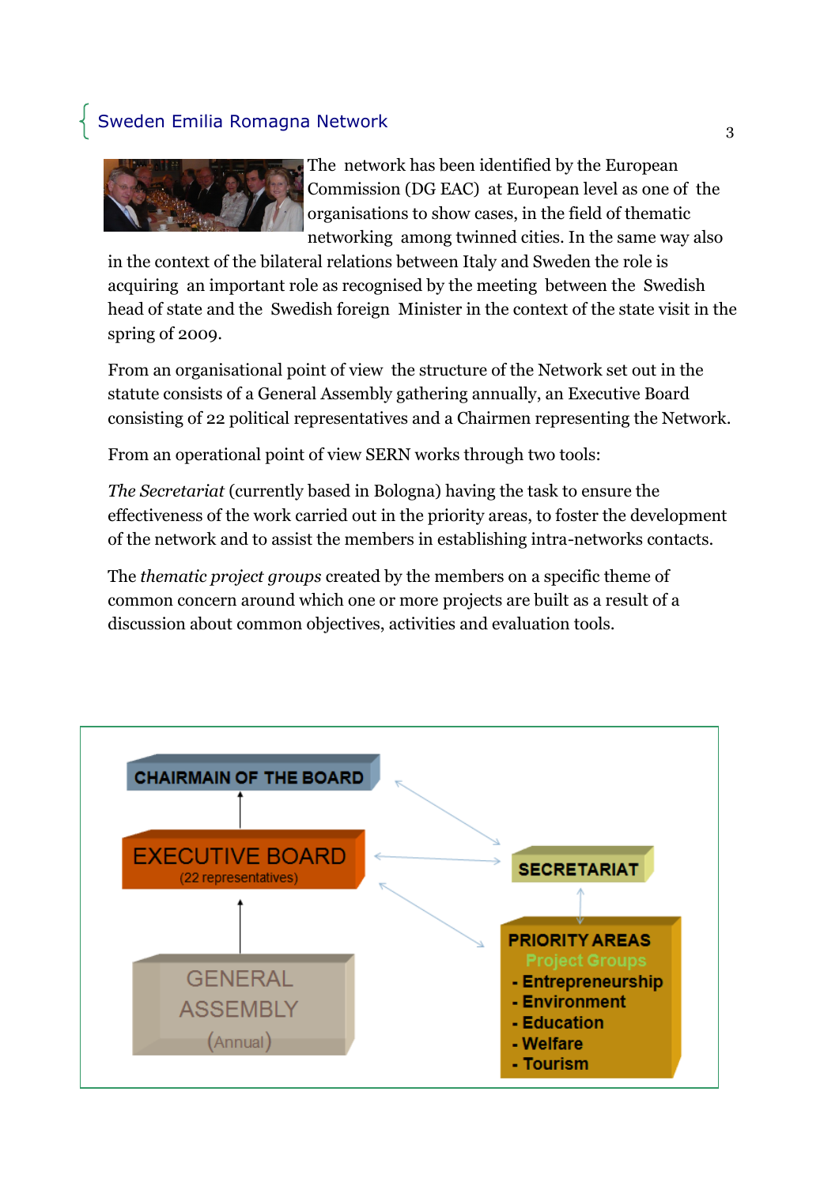The network has been identified by the European Commission (DG EAC) at European level as one of the organisations to show cases, in the field of thematic networking among twinned cities. In the same way also in the context of the bilateral relations between Italy and Sweden the role is acquiring an important role as recognised by the meeting between the Swedish head of state and the Swedish foreign Minister in the context of the state visit in the spring of 2009.

From an organisational point of view the structure of the Network set out in the statute consists of a General Assembly gathering annually, an Executive Board consisting of 22 political representatives and a Chairmen representing the Network.

From an operational point of view SERN works through two tools:

*The Secretariat* (currently based in Bologna) having the task to ensure the effectiveness of the work carried out in the priority areas, to foster the development of the network and to assist the members in establishing intra-networks contacts.

The *thematic project groups* created by the members on a specific theme of common concern around which one or more projects are built as a result of a discussion about common objectives, activities and evaluation tools.

CHAIRMAIN OF THE BOARD

EXECUTIVE BOARD
(22 representatives)

GENERAL ASSEMBLY
(Annual)

SECRETARIAT

PRIORITY AREAS
Project Groups
- Entrepreneurship
- Environment
- Education
- Welfare
- Tourism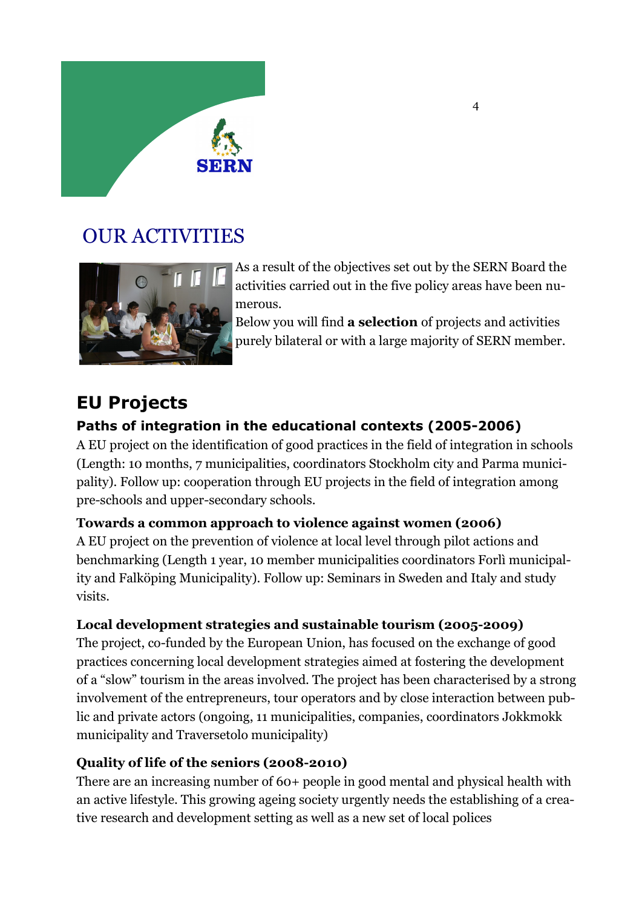# OUR ACTIVITIES

As a result of the objectives set out by the SERN Board the activities carried out in the five policy areas have been numerous.

Below you will find **a selection** of projects and activities purely bilateral or with a large majority of SERN member.

## EU Projects

### Paths of integration in the educational contexts (2005-2006)

A EU project on the identification of good practices in the field of integration in schools (Length: 10 months, 7 municipalities, coordinators Stockholm city and Parma municipality). Follow up: cooperation through EU projects in the field of integration among pre-schools and upper-secondary schools.

### Towards a common approach to violence against women (2006)

A EU project on the prevention of violence at local level through pilot actions and benchmarking (Length 1 year, 10 member municipalities coordinators Forlì municipality and Falköping Municipality). Follow up: Seminars in Sweden and Italy and study visits.

### Local development strategies and sustainable tourism (2005-2009)

The project, co-funded by the European Union, has focused on the exchange of good practices concerning local development strategies aimed at fostering the development of a "slow" tourism in the areas involved. The project has been characterised by a strong involvement of the entrepreneurs, tour operators and by close interaction between public and private actors (ongoing, 11 municipalities, companies, coordinators Jokkmokk municipality and Traversetolo municipality)

### Quality of life of the seniors (2008-2010)

There are an increasing number of 60+ people in good mental and physical health with an active lifestyle. This growing ageing society urgently needs the establishing of a creative research and development setting as well as a new set of local polices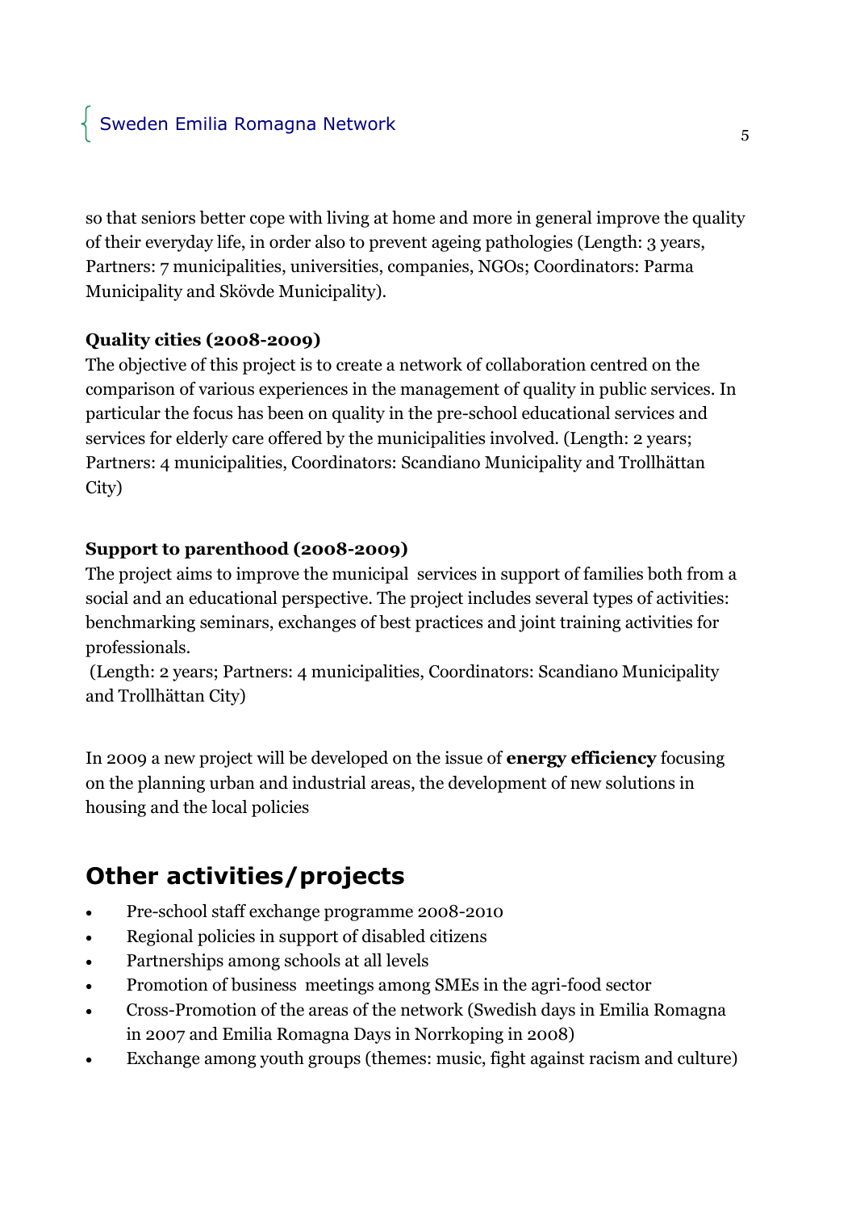so that seniors better cope with living at home and more in general improve the quality of their everyday life, in order also to prevent ageing pathologies (Length: 3 years, Partners: 7 municipalities, universities, companies, NGOs; Coordinators: Parma Municipality and Skövde Municipality).

**Quality cities (2008-2009)**

The objective of this project is to create a network of collaboration centred on the comparison of various experiences in the management of quality in public services. In particular the focus has been on quality in the pre-school educational services and services for elderly care offered by the municipalities involved. (Length: 2 years; Partners: 4 municipalities, Coordinators: Scandiano Municipality and Trollhättan City)

**Support to parenthood (2008-2009)**

The project aims to improve the municipal services in support of families both from a social and an educational perspective. The project includes several types of activities: benchmarking seminars, exchanges of best practices and joint training activities for professionals.

(Length: 2 years; Partners: 4 municipalities, Coordinators: Scandiano Municipality and Trollhättan City)

In 2009 a new project will be developed on the issue of **energy efficiency** focusing on the planning urban and industrial areas, the development of new solutions in housing and the local policies

## Other activities/projects

- Pre-school staff exchange programme 2008-2010
- Regional policies in support of disabled citizens
- Partnerships among schools at all levels
- Promotion of business meetings among SMEs in the agri-food sector
- Cross-Promotion of the areas of the network (Swedish days in Emilia Romagna in 2007 and Emilia Romagna Days in Norrkoping in 2008)
- Exchange among youth groups (themes: music, fight against racism and culture)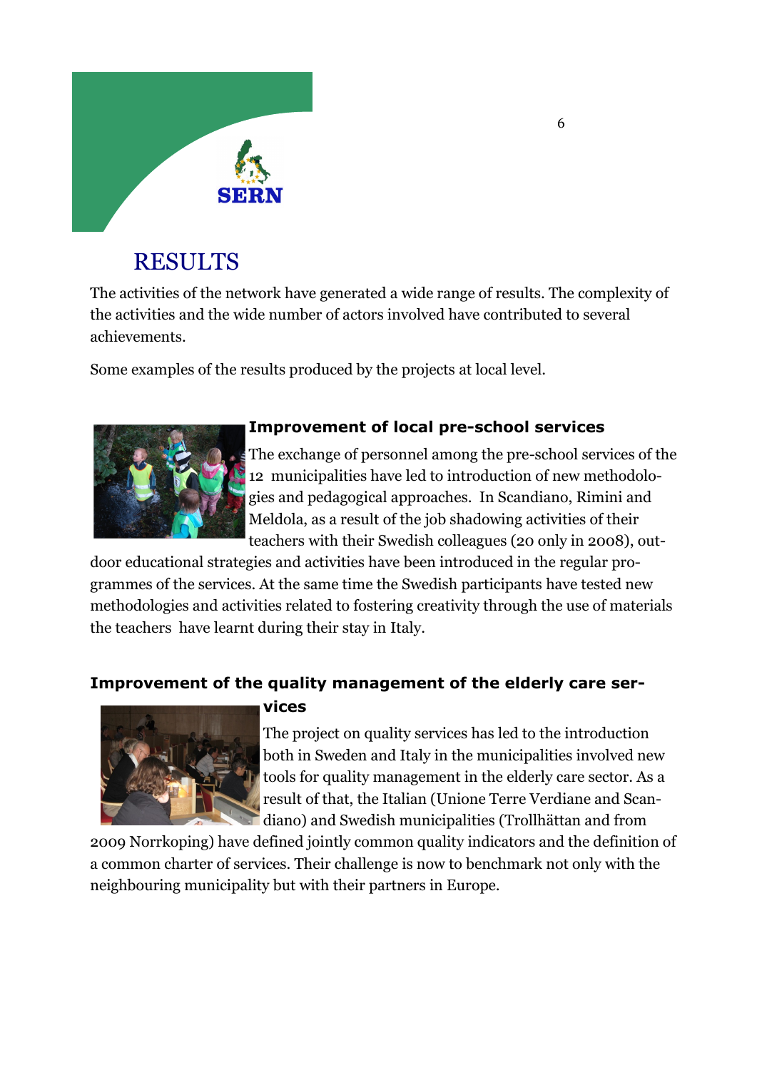# RESULTS

The activities of the network have generated a wide range of results. The complexity of the activities and the wide number of actors involved have contributed to several achievements.

Some examples of the results produced by the projects at local level.

## Improvement of local pre-school services

The exchange of personnel among the pre-school services of the 12 municipalities have led to introduction of new methodologies and pedagogical approaches. In Scandiano, Rimini and Meldola, as a result of the job shadowing activities of their teachers with their Swedish colleagues (20 only in 2008), outdoor educational strategies and activities have been introduced in the regular programmes of the services. At the same time the Swedish participants have tested new methodologies and activities related to fostering creativity through the use of materials the teachers have learnt during their stay in Italy.

## Improvement of the quality management of the elderly care services

The project on quality services has led to the introduction both in Sweden and Italy in the municipalities involved new tools for quality management in the elderly care sector. As a result of that, the Italian (Unione Terre Verdiane and Scandiano) and Swedish municipalities (Trollhättan and from 2009 Norrkoping) have defined jointly common quality indicators and the definition of a common charter of services. Their challenge is now to benchmark not only with the neighbouring municipality but with their partners in Europe.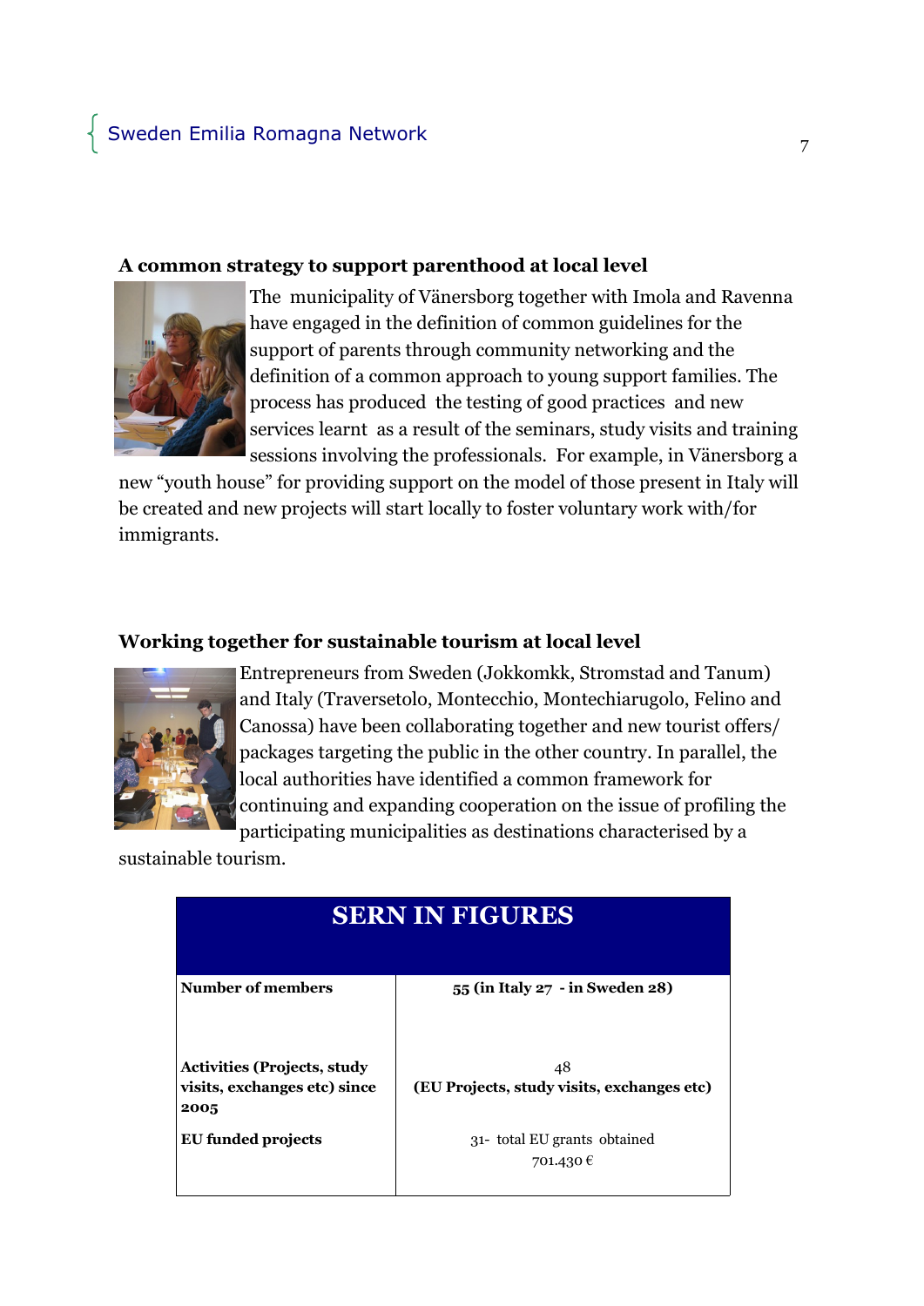### A common strategy to support parenthood at local level

The municipality of Vänersborg together with Imola and Ravenna have engaged in the definition of common guidelines for the support of parents through community networking and the definition of a common approach to young support families. The process has produced the testing of good practices and new services learnt as a result of the seminars, study visits and training sessions involving the professionals. For example, in Vänersborg a new "youth house" for providing support on the model of those present in Italy will be created and new projects will start locally to foster voluntary work with/for immigrants.

### Working together for sustainable tourism at local level

Entrepreneurs from Sweden (Jokkomkk, Stromstad and Tanum) and Italy (Traversetolo, Montecchio, Montechiarugolo, Felino and Canossa) have been collaborating together and new tourist offers/ packages targeting the public in the other country. In parallel, the local authorities have identified a common framework for continuing and expanding cooperation on the issue of profiling the participating municipalities as destinations characterised by a sustainable tourism.

| SERN IN FIGURES | |
|---|---|
| **Number of members** | **55 (in Italy 27 - in Sweden 28)** |
| **Activities (Projects, study visits, exchanges etc) since 2005** | 48<br>**(EU Projects, study visits, exchanges etc)** |
| **EU funded projects** | 31- total EU grants obtained<br>701.430 € |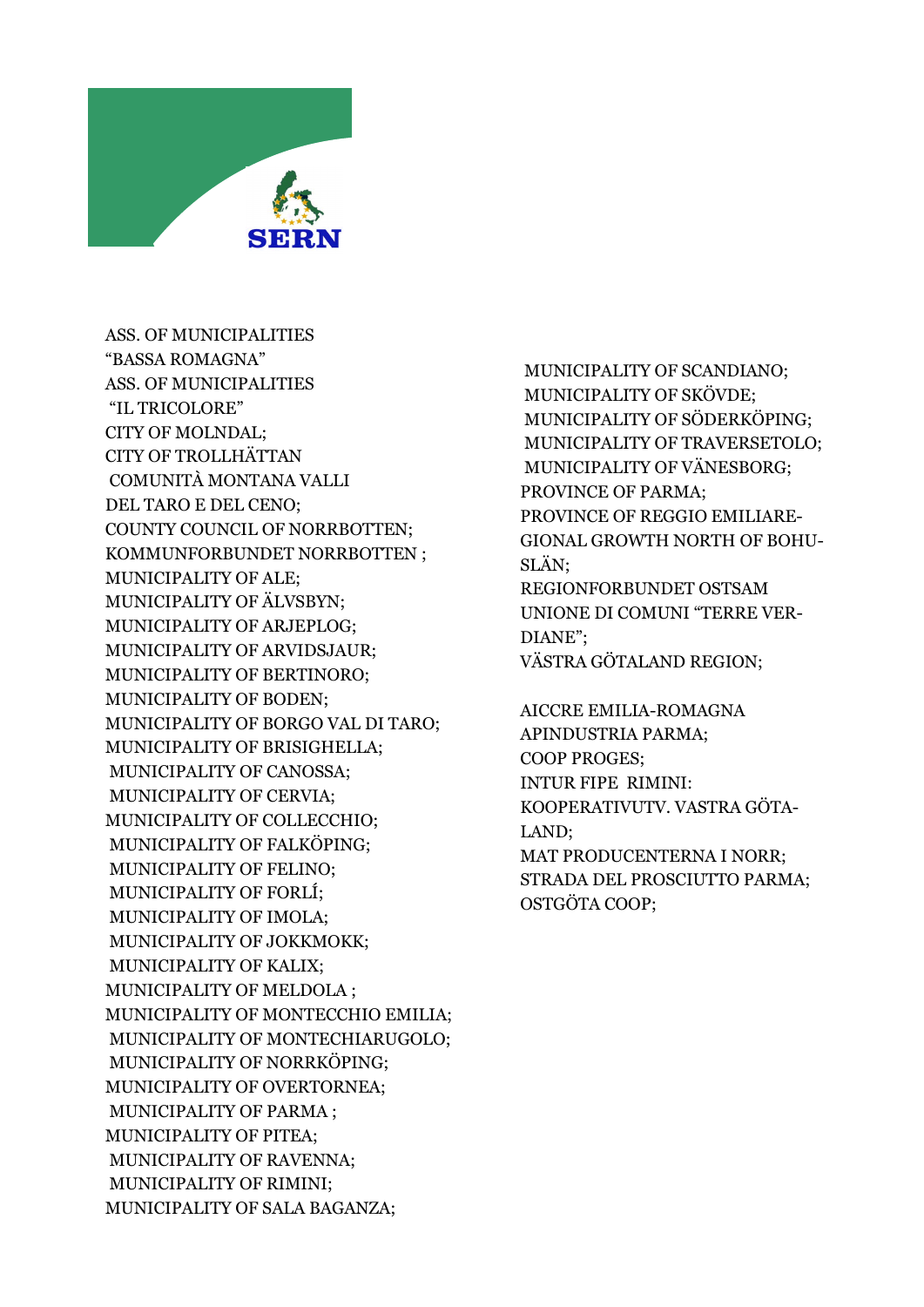SERN

ASS. OF MUNICIPALITIES
“BASSA ROMAGNA”
ASS. OF MUNICIPALITIES
“IL TRICOLORE”
CITY OF MOLNDAL;
CITY OF TROLLHÄTTAN
COMUNITÀ MONTANA VALLI
DEL TARO E DEL CENO;
COUNTY COUNCIL OF NORRBOTTEN;
KOMMUNFORBUNDET NORRBOTTEN ;
MUNICIPALITY OF ALE;
MUNICIPALITY OF ÄLVSBYN;
MUNICIPALITY OF ARJEPLOG;
MUNICIPALITY OF ARVIDSJAUR;
MUNICIPALITY OF BERTINORO;
MUNICIPALITY OF BODEN;
MUNICIPALITY OF BORGO VAL DI TARO;
MUNICIPALITY OF BRISIGHELLA;
MUNICIPALITY OF CANOSSA;
MUNICIPALITY OF CERVIA;
MUNICIPALITY OF COLLECCHIO;
MUNICIPALITY OF FALKÖPING;
MUNICIPALITY OF FELINO;
MUNICIPALITY OF FORLÍ;
MUNICIPALITY OF IMOLA;
MUNICIPALITY OF JOKKMOKK;
MUNICIPALITY OF KALIX;
MUNICIPALITY OF MELDOLA ;
MUNICIPALITY OF MONTECCHIO EMILIA;
MUNICIPALITY OF MONTECHIARUGOLO;
MUNICIPALITY OF NORRKÖPING;
MUNICIPALITY OF OVERTORNEA;
MUNICIPALITY OF PARMA ;
MUNICIPALITY OF PITEA;
MUNICIPALITY OF RAVENNA;
MUNICIPALITY OF RIMINI;
MUNICIPALITY OF SALA BAGANZA;
MUNICIPALITY OF SCANDIANO;
MUNICIPALITY OF SKÖVDE;
MUNICIPALITY OF SÖDERKÖPING;
MUNICIPALITY OF TRAVERSETOLO;
MUNICIPALITY OF VÄNESBORG;
PROVINCE OF PARMA;
PROVINCE OF REGGIO EMILIAREGIONAL GROWTH NORTH OF BOHUSLÄN;
REGIONFORBUNDET OSTSAM
UNIONE DI COMUNI “TERRE VERDIANE”;
VÄSTRA GÖTALAND REGION;

AICCRE EMILIA-ROMAGNA
APINDUSTRIA PARMA;
COOP PROGES;
INTUR FIPE RIMINI:
KOOPERATIVUTV. VASTRA GÖTALAND;
MAT PRODUCENTERNA I NORR;
STRADA DEL PROSCIUTTO PARMA;
OSTGÖTA COOP;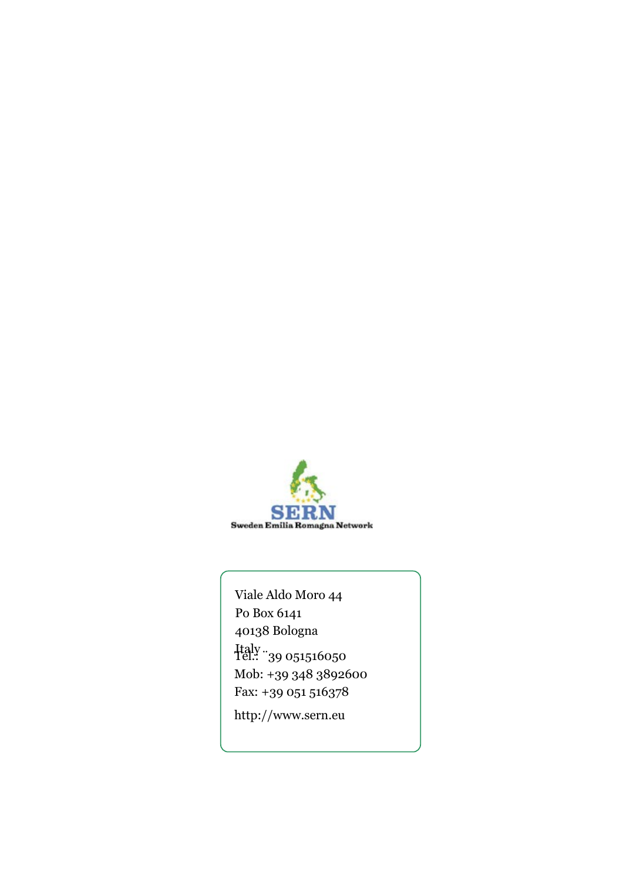SERN

Sweden Emilia Romagna Network

Viale Aldo Moro 44
Po Box 6141
40138 Bologna
Italy
Tel.: +39 051516050
Mob: +39 348 3892600
Fax: +39 051 516378

http://www.sern.eu